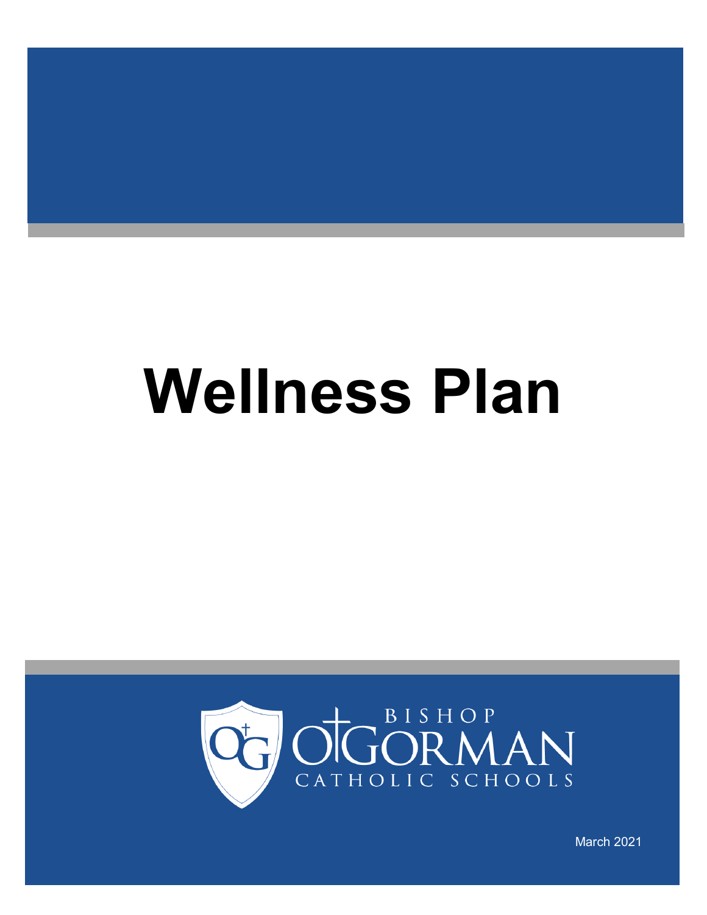# Wellness Plan

BISHOP O'GORMAN CATHOLIC SCHOOLS

March 2021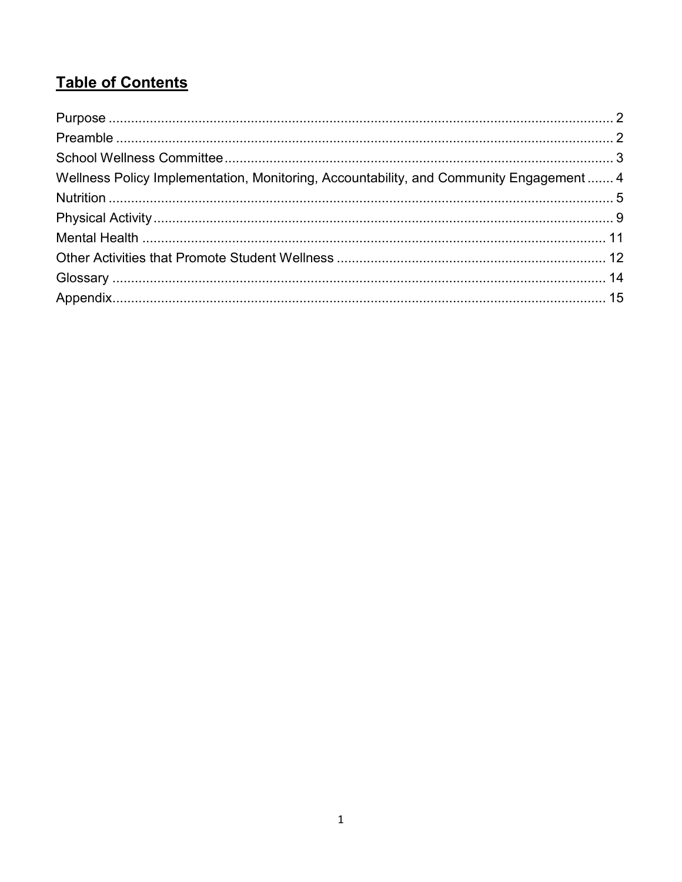# Table of Contents

Purpose ........................................................................................................................ 2
Preamble ...................................................................................................................... 2
School Wellness Committee........................................................................................ 3
Wellness Policy Implementation, Monitoring, Accountability, and Community Engagement ....... 4
Nutrition ........................................................................................................................ 5
Physical Activity ............................................................................................................ 9
Mental Health ............................................................................................................. 11
Other Activities that Promote Student Wellness ........................................................ 12
Glossary ..................................................................................................................... 14
Appendix...................................................................................................................... 15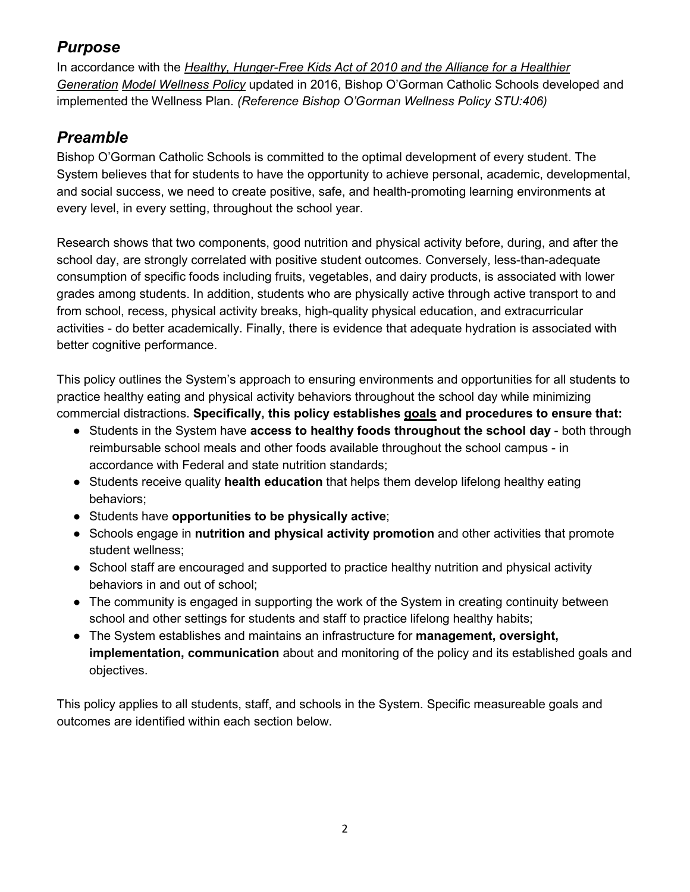## *Purpose*

In accordance with the ***Healthy, Hunger-Free Kids Act of 2010 and the Alliance for a Healthier Generation*** *Model Wellness Policy* updated in 2016, Bishop O'Gorman Catholic Schools developed and implemented the Wellness Plan. *(Reference Bishop O'Gorman Wellness Policy STU:406)*

## *Preamble*

Bishop O'Gorman Catholic Schools is committed to the optimal development of every student. The System believes that for students to have the opportunity to achieve personal, academic, developmental, and social success, we need to create positive, safe, and health-promoting learning environments at every level, in every setting, throughout the school year.

Research shows that two components, good nutrition and physical activity before, during, and after the school day, are strongly correlated with positive student outcomes. Conversely, less-than-adequate consumption of specific foods including fruits, vegetables, and dairy products, is associated with lower grades among students. In addition, students who are physically active through active transport to and from school, recess, physical activity breaks, high-quality physical education, and extracurricular activities - do better academically. Finally, there is evidence that adequate hydration is associated with better cognitive performance.

This policy outlines the System's approach to ensuring environments and opportunities for all students to practice healthy eating and physical activity behaviors throughout the school day while minimizing commercial distractions. **Specifically, this policy establishes goals and procedures to ensure that:**

- Students in the System have **access to healthy foods throughout the school day** - both through reimbursable school meals and other foods available throughout the school campus - in accordance with Federal and state nutrition standards;
- Students receive quality **health education** that helps them develop lifelong healthy eating behaviors;
- Students have **opportunities to be physically active**;
- Schools engage in **nutrition and physical activity promotion** and other activities that promote student wellness;
- School staff are encouraged and supported to practice healthy nutrition and physical activity behaviors in and out of school;
- The community is engaged in supporting the work of the System in creating continuity between school and other settings for students and staff to practice lifelong healthy habits;
- The System establishes and maintains an infrastructure for **management, oversight, implementation, communication** about and monitoring of the policy and its established goals and objectives.

This policy applies to all students, staff, and schools in the System. Specific measureable goals and outcomes are identified within each section below.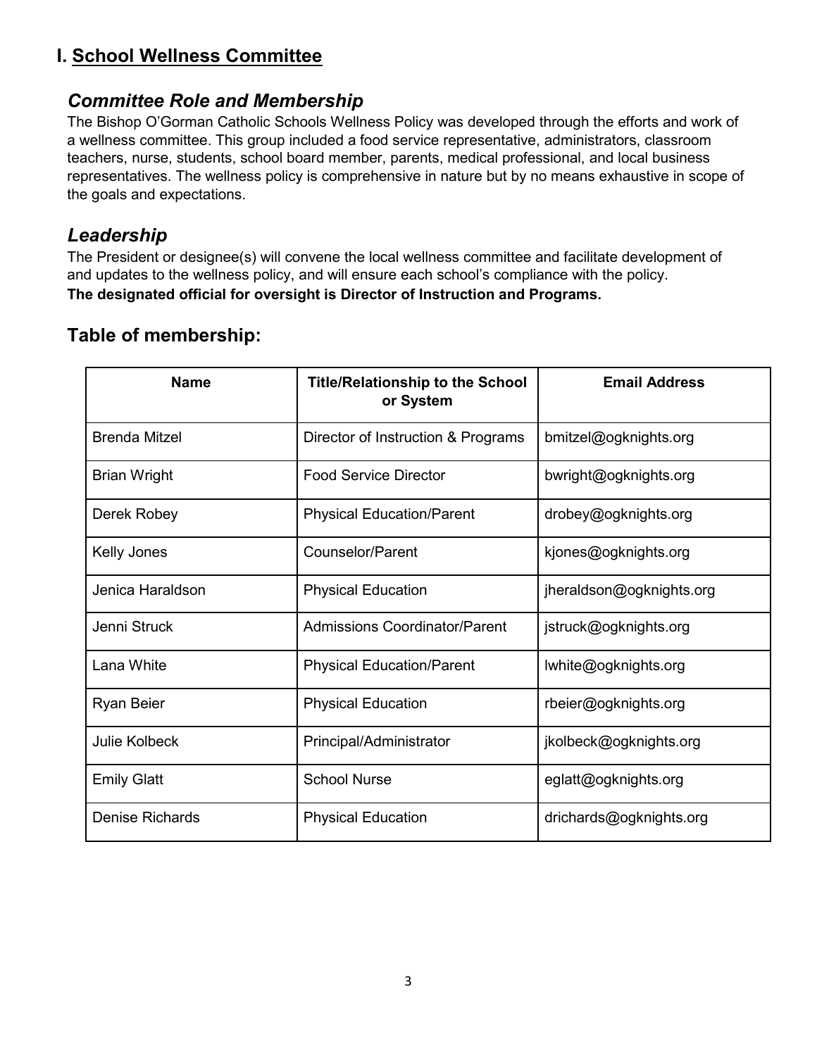# I. School Wellness Committee

## *Committee Role and Membership*

The Bishop O'Gorman Catholic Schools Wellness Policy was developed through the efforts and work of a wellness committee. This group included a food service representative, administrators, classroom teachers, nurse, students, school board member, parents, medical professional, and local business representatives. The wellness policy is comprehensive in nature but by no means exhaustive in scope of the goals and expectations.

## *Leadership*

The President or designee(s) will convene the local wellness committee and facilitate development of and updates to the wellness policy, and will ensure each school's compliance with the policy.

**The designated official for oversight is Director of Instruction and Programs.**

## Table of membership:

| Name | Title/Relationship to the School or System | Email Address |
|---|---|---|
| Brenda Mitzel | Director of Instruction & Programs | bmitzel@ogknights.org |
| Brian Wright | Food Service Director | bwright@ogknights.org |
| Derek Robey | Physical Education/Parent | drobey@ogknights.org |
| Kelly Jones | Counselor/Parent | kjones@ogknights.org |
| Jenica Haraldson | Physical Education | jheraldson@ogknights.org |
| Jenni Struck | Admissions Coordinator/Parent | jstruck@ogknights.org |
| Lana White | Physical Education/Parent | lwhite@ogknights.org |
| Ryan Beier | Physical Education | rbeier@ogknights.org |
| Julie Kolbeck | Principal/Administrator | jkolbeck@ogknights.org |
| Emily Glatt | School Nurse | eglatt@ogknights.org |
| Denise Richards | Physical Education | drichards@ogknights.org |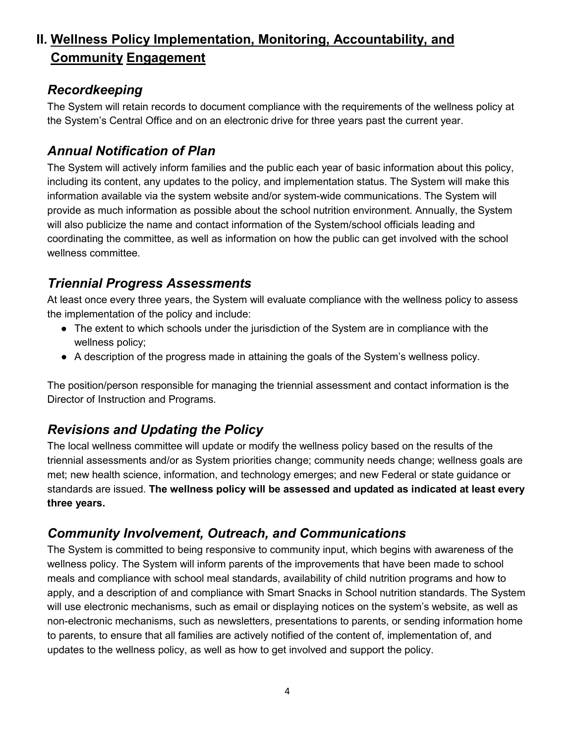## II. Wellness Policy Implementation, Monitoring, Accountability, and Community Engagement

### *Recordkeeping*

The System will retain records to document compliance with the requirements of the wellness policy at the System's Central Office and on an electronic drive for three years past the current year.

### *Annual Notification of Plan*

The System will actively inform families and the public each year of basic information about this policy, including its content, any updates to the policy, and implementation status. The System will make this information available via the system website and/or system-wide communications. The System will provide as much information as possible about the school nutrition environment. Annually, the System will also publicize the name and contact information of the System/school officials leading and coordinating the committee, as well as information on how the public can get involved with the school wellness committee.

### *Triennial Progress Assessments*

At least once every three years, the System will evaluate compliance with the wellness policy to assess the implementation of the policy and include:

- The extent to which schools under the jurisdiction of the System are in compliance with the wellness policy;
- A description of the progress made in attaining the goals of the System's wellness policy.

The position/person responsible for managing the triennial assessment and contact information is the Director of Instruction and Programs.

### *Revisions and Updating the Policy*

The local wellness committee will update or modify the wellness policy based on the results of the triennial assessments and/or as System priorities change; community needs change; wellness goals are met; new health science, information, and technology emerges; and new Federal or state guidance or standards are issued. **The wellness policy will be assessed and updated as indicated at least every three years.**

### *Community Involvement, Outreach, and Communications*

The System is committed to being responsive to community input, which begins with awareness of the wellness policy. The System will inform parents of the improvements that have been made to school meals and compliance with school meal standards, availability of child nutrition programs and how to apply, and a description of and compliance with Smart Snacks in School nutrition standards. The System will use electronic mechanisms, such as email or displaying notices on the system's website, as well as non-electronic mechanisms, such as newsletters, presentations to parents, or sending information home to parents, to ensure that all families are actively notified of the content of, implementation of, and updates to the wellness policy, as well as how to get involved and support the policy.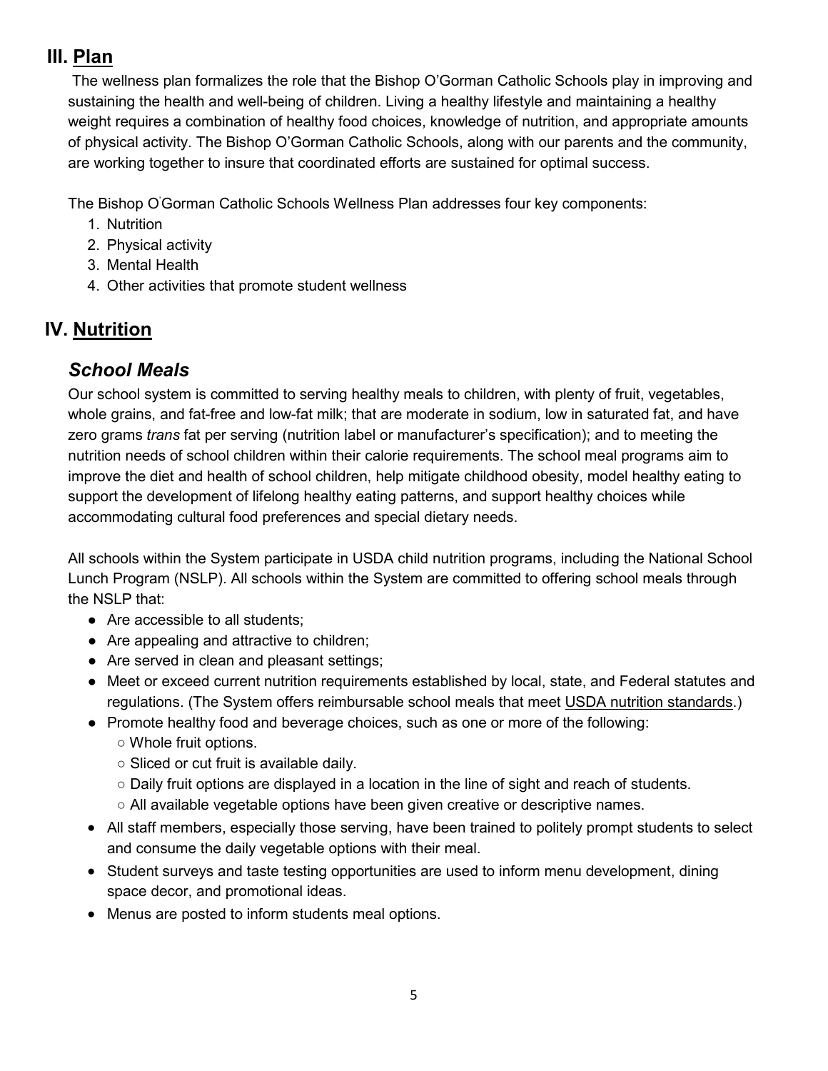## III. Plan

The wellness plan formalizes the role that the Bishop O'Gorman Catholic Schools play in improving and sustaining the health and well-being of children. Living a healthy lifestyle and maintaining a healthy weight requires a combination of healthy food choices, knowledge of nutrition, and appropriate amounts of physical activity. The Bishop O'Gorman Catholic Schools, along with our parents and the community, are working together to insure that coordinated efforts are sustained for optimal success.

The Bishop O'Gorman Catholic Schools Wellness Plan addresses four key components:

1. Nutrition
2. Physical activity
3. Mental Health
4. Other activities that promote student wellness

## IV. Nutrition

### *School Meals*

Our school system is committed to serving healthy meals to children, with plenty of fruit, vegetables, whole grains, and fat-free and low-fat milk; that are moderate in sodium, low in saturated fat, and have zero grams *trans* fat per serving (nutrition label or manufacturer's specification); and to meeting the nutrition needs of school children within their calorie requirements. The school meal programs aim to improve the diet and health of school children, help mitigate childhood obesity, model healthy eating to support the development of lifelong healthy eating patterns, and support healthy choices while accommodating cultural food preferences and special dietary needs.

All schools within the System participate in USDA child nutrition programs, including the National School Lunch Program (NSLP). All schools within the System are committed to offering school meals through the NSLP that:

- Are accessible to all students;
- Are appealing and attractive to children;
- Are served in clean and pleasant settings;
- Meet or exceed current nutrition requirements established by local, state, and Federal statutes and regulations. (The System offers reimbursable school meals that meet USDA nutrition standards.)
- Promote healthy food and beverage choices, such as one or more of the following:
  - Whole fruit options.
  - Sliced or cut fruit is available daily.
  - Daily fruit options are displayed in a location in the line of sight and reach of students.
  - All available vegetable options have been given creative or descriptive names.
- All staff members, especially those serving, have been trained to politely prompt students to select and consume the daily vegetable options with their meal.
- Student surveys and taste testing opportunities are used to inform menu development, dining space decor, and promotional ideas.
- Menus are posted to inform students meal options.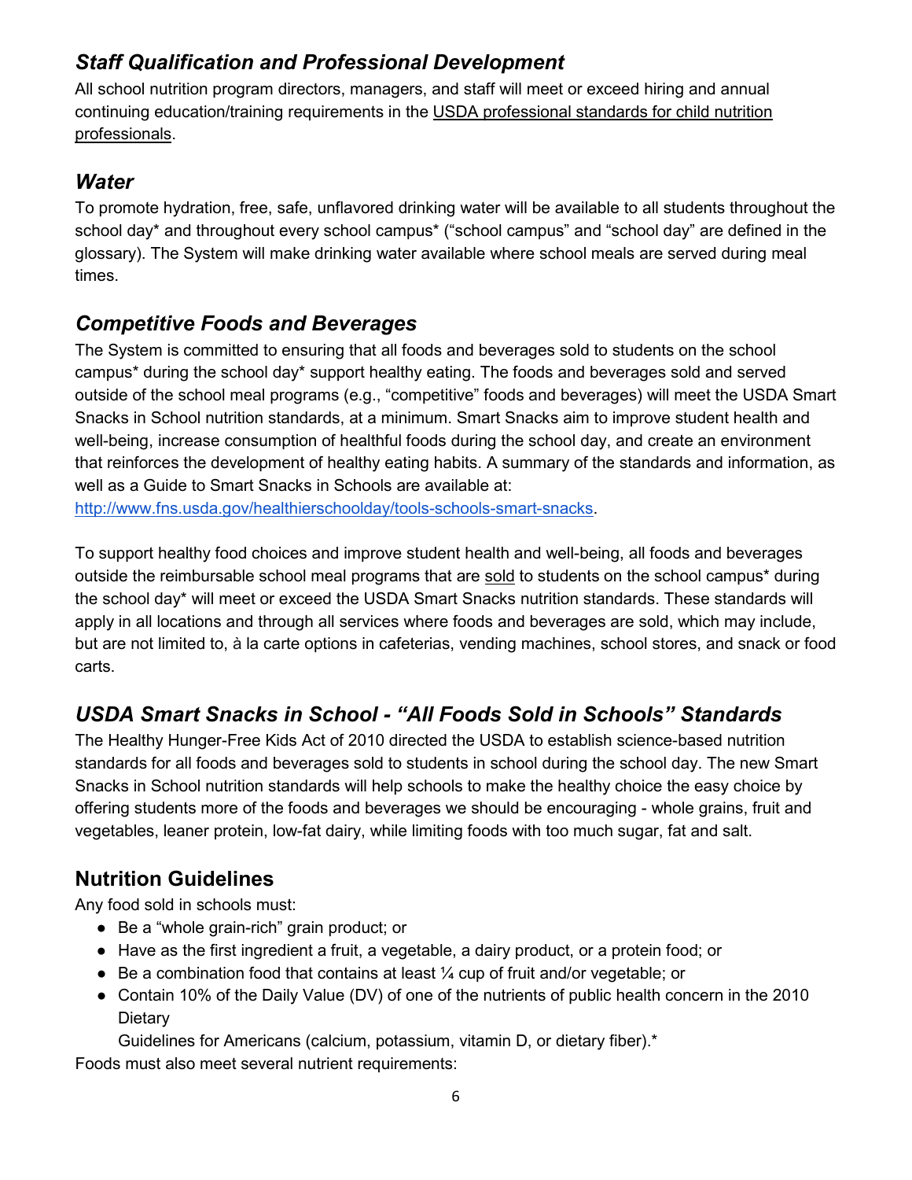### *Staff Qualification and Professional Development*

All school nutrition program directors, managers, and staff will meet or exceed hiring and annual continuing education/training requirements in the USDA professional standards for child nutrition professionals.

### *Water*

To promote hydration, free, safe, unflavored drinking water will be available to all students throughout the school day* and throughout every school campus* ("school campus" and "school day" are defined in the glossary). The System will make drinking water available where school meals are served during meal times.

### *Competitive Foods and Beverages*

The System is committed to ensuring that all foods and beverages sold to students on the school campus* during the school day* support healthy eating. The foods and beverages sold and served outside of the school meal programs (e.g., "competitive" foods and beverages) will meet the USDA Smart Snacks in School nutrition standards, at a minimum. Smart Snacks aim to improve student health and well-being, increase consumption of healthful foods during the school day, and create an environment that reinforces the development of healthy eating habits. A summary of the standards and information, as well as a Guide to Smart Snacks in Schools are available at: http://www.fns.usda.gov/healthierschoolday/tools-schools-smart-snacks.

To support healthy food choices and improve student health and well-being, all foods and beverages outside the reimbursable school meal programs that are sold to students on the school campus* during the school day* will meet or exceed the USDA Smart Snacks nutrition standards. These standards will apply in all locations and through all services where foods and beverages are sold, which may include, but are not limited to, à la carte options in cafeterias, vending machines, school stores, and snack or food carts.

### *USDA Smart Snacks in School - "All Foods Sold in Schools" Standards*

The Healthy Hunger-Free Kids Act of 2010 directed the USDA to establish science-based nutrition standards for all foods and beverages sold to students in school during the school day. The new Smart Snacks in School nutrition standards will help schools to make the healthy choice the easy choice by offering students more of the foods and beverages we should be encouraging - whole grains, fruit and vegetables, leaner protein, low-fat dairy, while limiting foods with too much sugar, fat and salt.

### Nutrition Guidelines

Any food sold in schools must:

- Be a "whole grain-rich" grain product; or
- Have as the first ingredient a fruit, a vegetable, a dairy product, or a protein food; or
- Be a combination food that contains at least ¼ cup of fruit and/or vegetable; or
- Contain 10% of the Daily Value (DV) of one of the nutrients of public health concern in the 2010 Dietary Guidelines for Americans (calcium, potassium, vitamin D, or dietary fiber).*

Foods must also meet several nutrient requirements: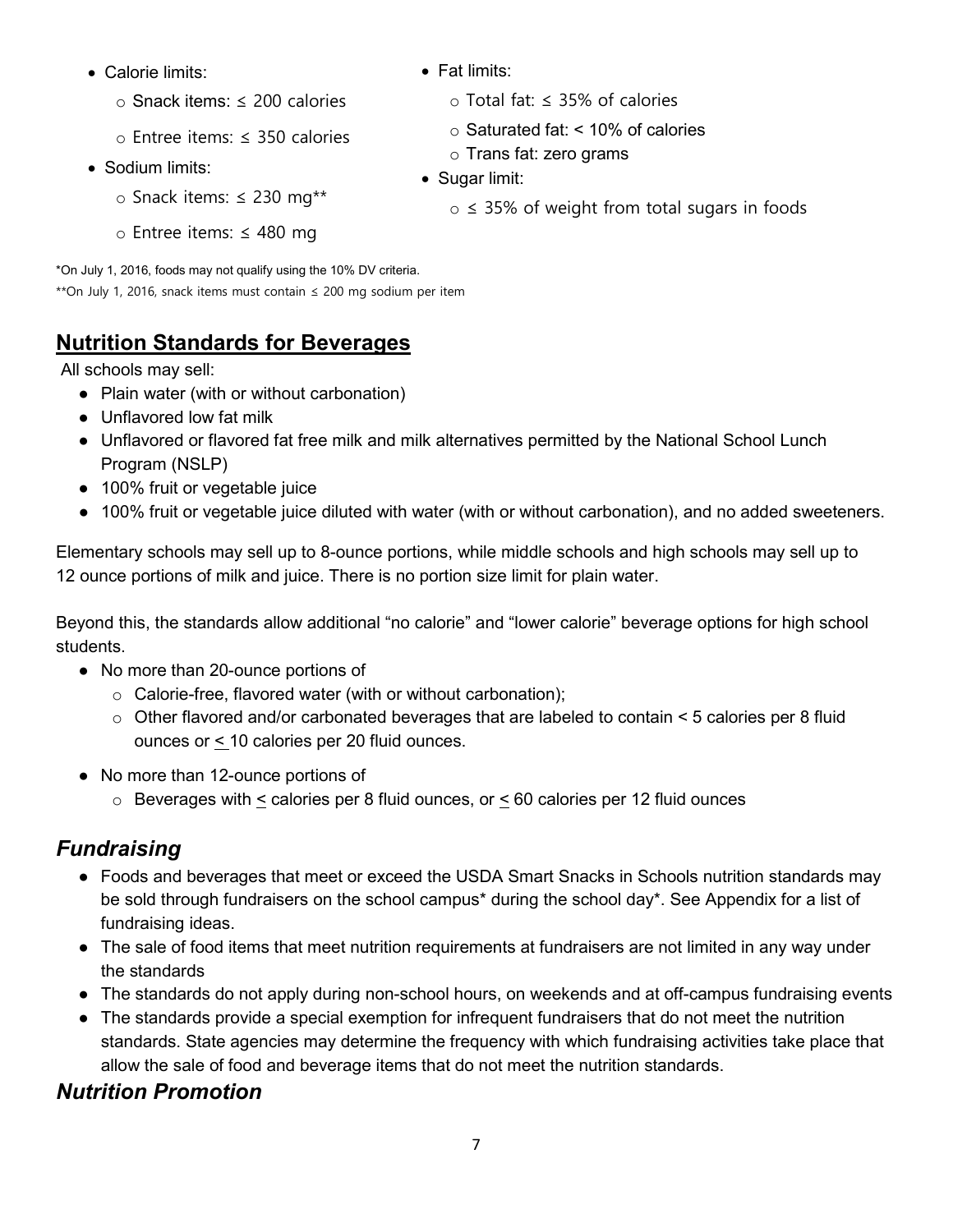- Calorie limits:
  - Snack items: ≤ 200 calories
  - Entree items: ≤ 350 calories
- Sodium limits:
  - Snack items: ≤ 230 mg**
  - Entree items: ≤ 480 mg
- Fat limits:
  - Total fat: ≤ 35% of calories
  - Saturated fat: < 10% of calories
  - Trans fat: zero grams
- Sugar limit:
  - ≤ 35% of weight from total sugars in foods

*On July 1, 2016, foods may not qualify using the 10% DV criteria.
**On July 1, 2016, snack items must contain ≤ 200 mg sodium per item

## Nutrition Standards for Beverages

All schools may sell:

- Plain water (with or without carbonation)
- Unflavored low fat milk
- Unflavored or flavored fat free milk and milk alternatives permitted by the National School Lunch Program (NSLP)
- 100% fruit or vegetable juice
- 100% fruit or vegetable juice diluted with water (with or without carbonation), and no added sweeteners.

Elementary schools may sell up to 8-ounce portions, while middle schools and high schools may sell up to 12 ounce portions of milk and juice. There is no portion size limit for plain water.

Beyond this, the standards allow additional "no calorie" and "lower calorie" beverage options for high school students.

- No more than 20-ounce portions of
  - Calorie-free, flavored water (with or without carbonation);
  - Other flavored and/or carbonated beverages that are labeled to contain < 5 calories per 8 fluid ounces or ≤ 10 calories per 20 fluid ounces.
- No more than 12-ounce portions of
  - Beverages with ≤ calories per 8 fluid ounces, or ≤ 60 calories per 12 fluid ounces

## *Fundraising*

- Foods and beverages that meet or exceed the USDA Smart Snacks in Schools nutrition standards may be sold through fundraisers on the school campus* during the school day*. See Appendix for a list of fundraising ideas.
- The sale of food items that meet nutrition requirements at fundraisers are not limited in any way under the standards
- The standards do not apply during non-school hours, on weekends and at off-campus fundraising events
- The standards provide a special exemption for infrequent fundraisers that do not meet the nutrition standards. State agencies may determine the frequency with which fundraising activities take place that allow the sale of food and beverage items that do not meet the nutrition standards.

## *Nutrition Promotion*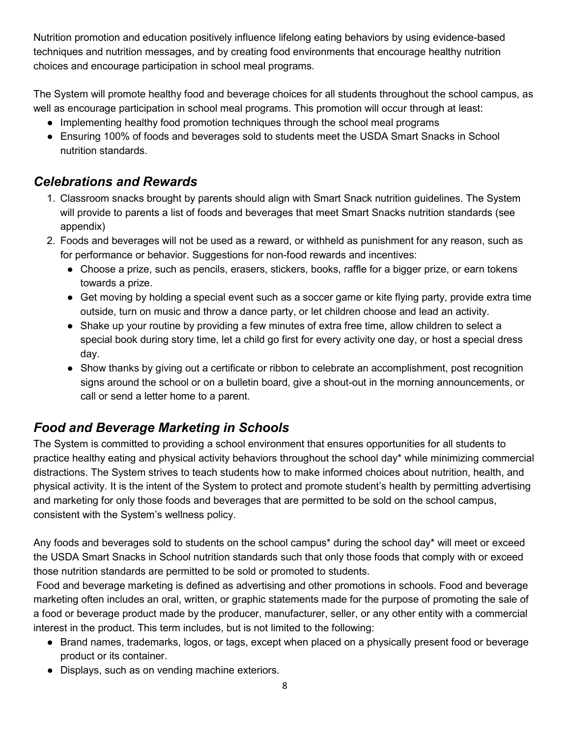Nutrition promotion and education positively influence lifelong eating behaviors by using evidence-based techniques and nutrition messages, and by creating food environments that encourage healthy nutrition choices and encourage participation in school meal programs.

The System will promote healthy food and beverage choices for all students throughout the school campus, as well as encourage participation in school meal programs. This promotion will occur through at least:

- Implementing healthy food promotion techniques through the school meal programs
- Ensuring 100% of foods and beverages sold to students meet the USDA Smart Snacks in School nutrition standards.

## *Celebrations and Rewards*

1. Classroom snacks brought by parents should align with Smart Snack nutrition guidelines. The System will provide to parents a list of foods and beverages that meet Smart Snacks nutrition standards (see appendix)
2. Foods and beverages will not be used as a reward, or withheld as punishment for any reason, such as for performance or behavior. Suggestions for non-food rewards and incentives:
   - Choose a prize, such as pencils, erasers, stickers, books, raffle for a bigger prize, or earn tokens towards a prize.
   - Get moving by holding a special event such as a soccer game or kite flying party, provide extra time outside, turn on music and throw a dance party, or let children choose and lead an activity.
   - Shake up your routine by providing a few minutes of extra free time, allow children to select a special book during story time, let a child go first for every activity one day, or host a special dress day.
   - Show thanks by giving out a certificate or ribbon to celebrate an accomplishment, post recognition signs around the school or on a bulletin board, give a shout-out in the morning announcements, or call or send a letter home to a parent.

## *Food and Beverage Marketing in Schools*

The System is committed to providing a school environment that ensures opportunities for all students to practice healthy eating and physical activity behaviors throughout the school day* while minimizing commercial distractions. The System strives to teach students how to make informed choices about nutrition, health, and physical activity. It is the intent of the System to protect and promote student's health by permitting advertising and marketing for only those foods and beverages that are permitted to be sold on the school campus, consistent with the System's wellness policy.

Any foods and beverages sold to students on the school campus* during the school day* will meet or exceed the USDA Smart Snacks in School nutrition standards such that only those foods that comply with or exceed those nutrition standards are permitted to be sold or promoted to students.

Food and beverage marketing is defined as advertising and other promotions in schools. Food and beverage marketing often includes an oral, written, or graphic statements made for the purpose of promoting the sale of a food or beverage product made by the producer, manufacturer, seller, or any other entity with a commercial interest in the product. This term includes, but is not limited to the following:

- Brand names, trademarks, logos, or tags, except when placed on a physically present food or beverage product or its container.
- Displays, such as on vending machine exteriors.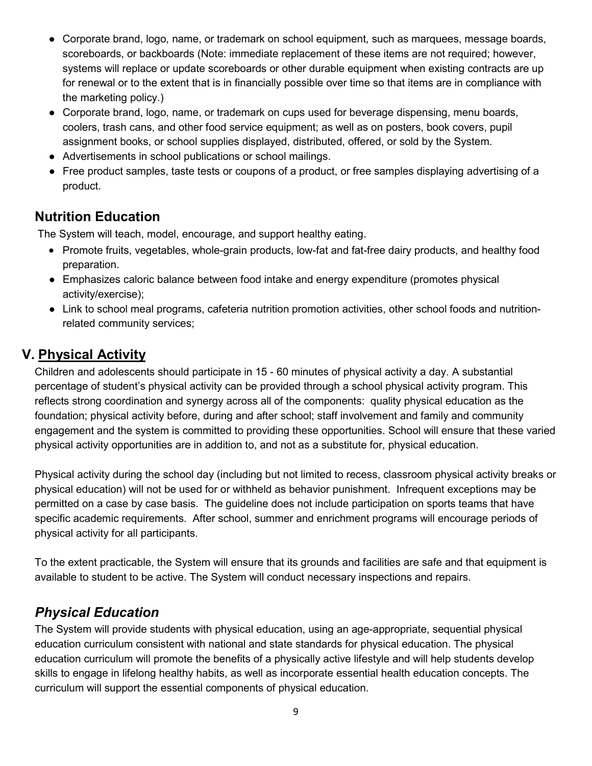- Corporate brand, logo, name, or trademark on school equipment, such as marquees, message boards, scoreboards, or backboards (Note: immediate replacement of these items are not required; however, systems will replace or update scoreboards or other durable equipment when existing contracts are up for renewal or to the extent that is in financially possible over time so that items are in compliance with the marketing policy.)
- Corporate brand, logo, name, or trademark on cups used for beverage dispensing, menu boards, coolers, trash cans, and other food service equipment; as well as on posters, book covers, pupil assignment books, or school supplies displayed, distributed, offered, or sold by the System.
- Advertisements in school publications or school mailings.
- Free product samples, taste tests or coupons of a product, or free samples displaying advertising of a product.

## Nutrition Education

The System will teach, model, encourage, and support healthy eating.

- Promote fruits, vegetables, whole-grain products, low-fat and fat-free dairy products, and healthy food preparation.
- Emphasizes caloric balance between food intake and energy expenditure (promotes physical activity/exercise);
- Link to school meal programs, cafeteria nutrition promotion activities, other school foods and nutrition-related community services;

# V. <u>Physical Activity</u>

Children and adolescents should participate in 15 - 60 minutes of physical activity a day. A substantial percentage of student's physical activity can be provided through a school physical activity program. This reflects strong coordination and synergy across all of the components: quality physical education as the foundation; physical activity before, during and after school; staff involvement and family and community engagement and the system is committed to providing these opportunities. School will ensure that these varied physical activity opportunities are in addition to, and not as a substitute for, physical education.

Physical activity during the school day (including but not limited to recess, classroom physical activity breaks or physical education) will not be used for or withheld as behavior punishment. Infrequent exceptions may be permitted on a case by case basis. The guideline does not include participation on sports teams that have specific academic requirements. After school, summer and enrichment programs will encourage periods of physical activity for all participants.

To the extent practicable, the System will ensure that its grounds and facilities are safe and that equipment is available to student to be active. The System will conduct necessary inspections and repairs.

## *Physical Education*

The System will provide students with physical education, using an age-appropriate, sequential physical education curriculum consistent with national and state standards for physical education. The physical education curriculum will promote the benefits of a physically active lifestyle and will help students develop skills to engage in lifelong healthy habits, as well as incorporate essential health education concepts. The curriculum will support the essential components of physical education.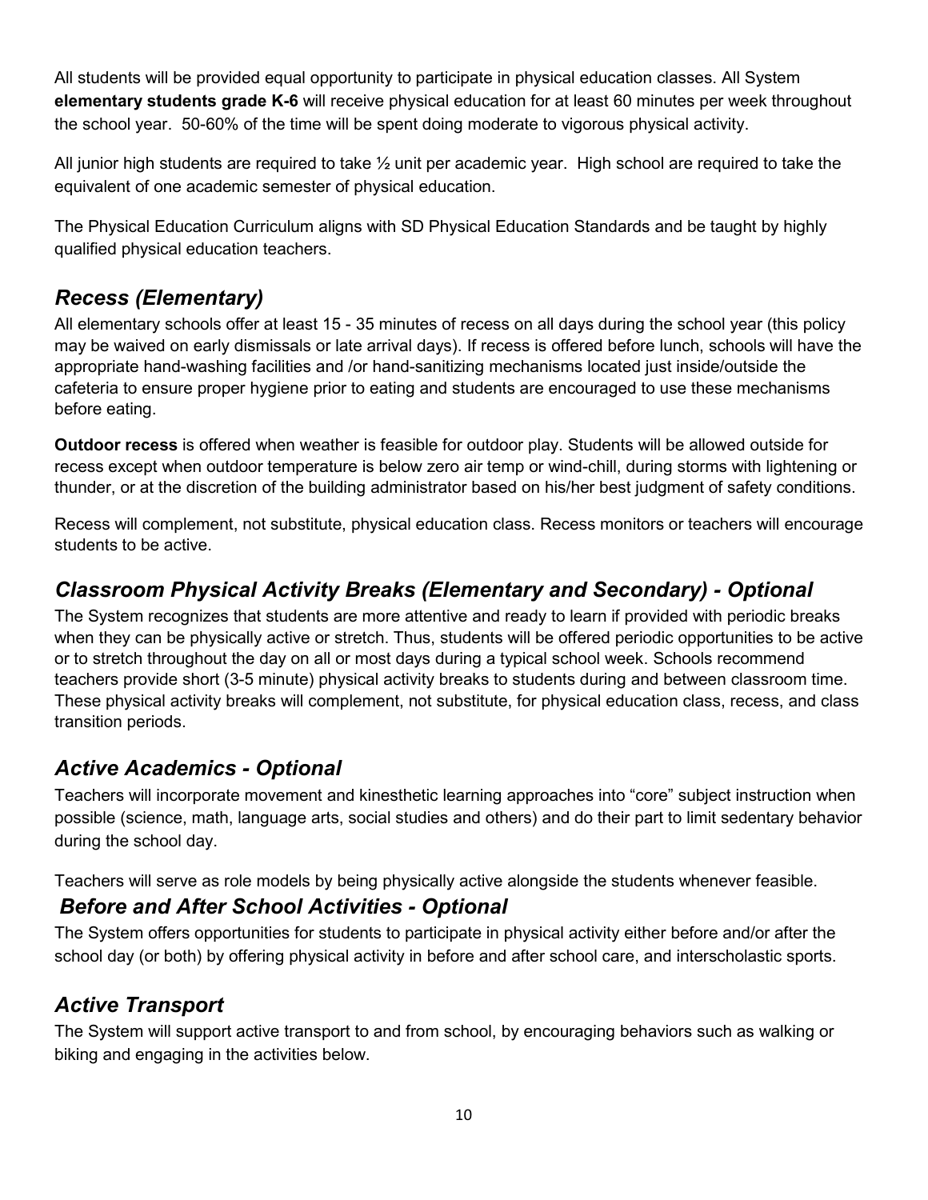All students will be provided equal opportunity to participate in physical education classes. All System **elementary students grade K-6** will receive physical education for at least 60 minutes per week throughout the school year. 50-60% of the time will be spent doing moderate to vigorous physical activity.

All junior high students are required to take ½ unit per academic year. High school are required to take the equivalent of one academic semester of physical education.

The Physical Education Curriculum aligns with SD Physical Education Standards and be taught by highly qualified physical education teachers.

## *Recess (Elementary)*

All elementary schools offer at least 15 - 35 minutes of recess on all days during the school year (this policy may be waived on early dismissals or late arrival days). If recess is offered before lunch, schools will have the appropriate hand-washing facilities and /or hand-sanitizing mechanisms located just inside/outside the cafeteria to ensure proper hygiene prior to eating and students are encouraged to use these mechanisms before eating.

**Outdoor recess** is offered when weather is feasible for outdoor play. Students will be allowed outside for recess except when outdoor temperature is below zero air temp or wind-chill, during storms with lightening or thunder, or at the discretion of the building administrator based on his/her best judgment of safety conditions.

Recess will complement, not substitute, physical education class. Recess monitors or teachers will encourage students to be active.

## *Classroom Physical Activity Breaks (Elementary and Secondary) - Optional*

The System recognizes that students are more attentive and ready to learn if provided with periodic breaks when they can be physically active or stretch. Thus, students will be offered periodic opportunities to be active or to stretch throughout the day on all or most days during a typical school week. Schools recommend teachers provide short (3-5 minute) physical activity breaks to students during and between classroom time. These physical activity breaks will complement, not substitute, for physical education class, recess, and class transition periods.

## *Active Academics - Optional*

Teachers will incorporate movement and kinesthetic learning approaches into "core" subject instruction when possible (science, math, language arts, social studies and others) and do their part to limit sedentary behavior during the school day.

Teachers will serve as role models by being physically active alongside the students whenever feasible.

## *Before and After School Activities - Optional*

The System offers opportunities for students to participate in physical activity either before and/or after the school day (or both) by offering physical activity in before and after school care, and interscholastic sports.

## *Active Transport*

The System will support active transport to and from school, by encouraging behaviors such as walking or biking and engaging in the activities below.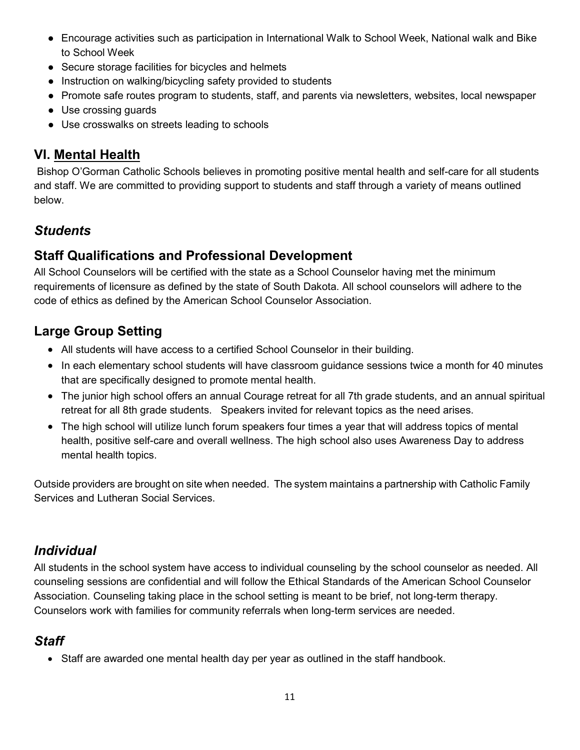- Encourage activities such as participation in International Walk to School Week, National walk and Bike to School Week
- Secure storage facilities for bicycles and helmets
- Instruction on walking/bicycling safety provided to students
- Promote safe routes program to students, staff, and parents via newsletters, websites, local newspaper
- Use crossing guards
- Use crosswalks on streets leading to schools

## VI. Mental Health

Bishop O'Gorman Catholic Schools believes in promoting positive mental health and self-care for all students and staff. We are committed to providing support to students and staff through a variety of means outlined below.

### *Students*

### Staff Qualifications and Professional Development

All School Counselors will be certified with the state as a School Counselor having met the minimum requirements of licensure as defined by the state of South Dakota. All school counselors will adhere to the code of ethics as defined by the American School Counselor Association.

### Large Group Setting

- All students will have access to a certified School Counselor in their building.
- In each elementary school students will have classroom guidance sessions twice a month for 40 minutes that are specifically designed to promote mental health.
- The junior high school offers an annual Courage retreat for all 7th grade students, and an annual spiritual retreat for all 8th grade students. Speakers invited for relevant topics as the need arises.
- The high school will utilize lunch forum speakers four times a year that will address topics of mental health, positive self-care and overall wellness. The high school also uses Awareness Day to address mental health topics.

Outside providers are brought on site when needed. The system maintains a partnership with Catholic Family Services and Lutheran Social Services.

### *Individual*

All students in the school system have access to individual counseling by the school counselor as needed. All counseling sessions are confidential and will follow the Ethical Standards of the American School Counselor Association. Counseling taking place in the school setting is meant to be brief, not long-term therapy. Counselors work with families for community referrals when long-term services are needed.

### *Staff*

- Staff are awarded one mental health day per year as outlined in the staff handbook.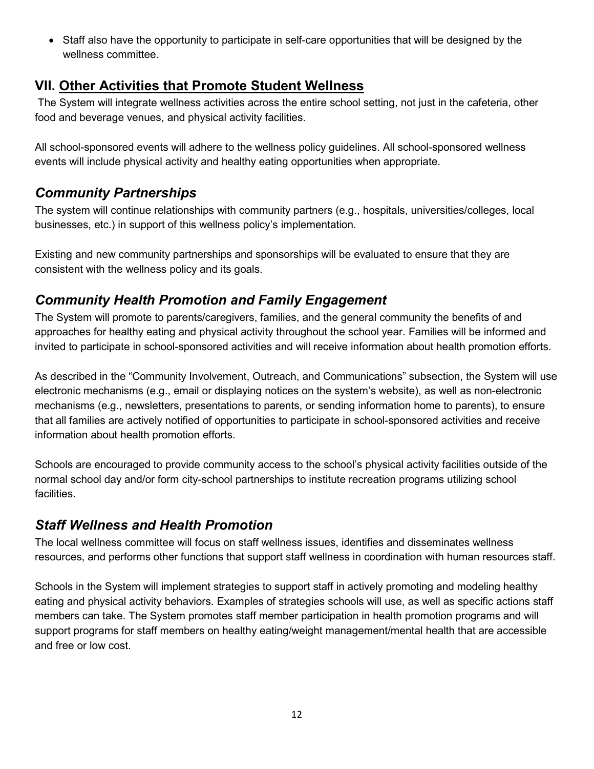- Staff also have the opportunity to participate in self-care opportunities that will be designed by the wellness committee.

## VII. Other Activities that Promote Student Wellness

The System will integrate wellness activities across the entire school setting, not just in the cafeteria, other food and beverage venues, and physical activity facilities.

All school-sponsored events will adhere to the wellness policy guidelines. All school-sponsored wellness events will include physical activity and healthy eating opportunities when appropriate.

### *Community Partnerships*

The system will continue relationships with community partners (e.g., hospitals, universities/colleges, local businesses, etc.) in support of this wellness policy's implementation.

Existing and new community partnerships and sponsorships will be evaluated to ensure that they are consistent with the wellness policy and its goals.

### *Community Health Promotion and Family Engagement*

The System will promote to parents/caregivers, families, and the general community the benefits of and approaches for healthy eating and physical activity throughout the school year. Families will be informed and invited to participate in school-sponsored activities and will receive information about health promotion efforts.

As described in the "Community Involvement, Outreach, and Communications" subsection, the System will use electronic mechanisms (e.g., email or displaying notices on the system's website), as well as non-electronic mechanisms (e.g., newsletters, presentations to parents, or sending information home to parents), to ensure that all families are actively notified of opportunities to participate in school-sponsored activities and receive information about health promotion efforts.

Schools are encouraged to provide community access to the school's physical activity facilities outside of the normal school day and/or form city-school partnerships to institute recreation programs utilizing school facilities.

### *Staff Wellness and Health Promotion*

The local wellness committee will focus on staff wellness issues, identifies and disseminates wellness resources, and performs other functions that support staff wellness in coordination with human resources staff.

Schools in the System will implement strategies to support staff in actively promoting and modeling healthy eating and physical activity behaviors. Examples of strategies schools will use, as well as specific actions staff members can take. The System promotes staff member participation in health promotion programs and will support programs for staff members on healthy eating/weight management/mental health that are accessible and free or low cost.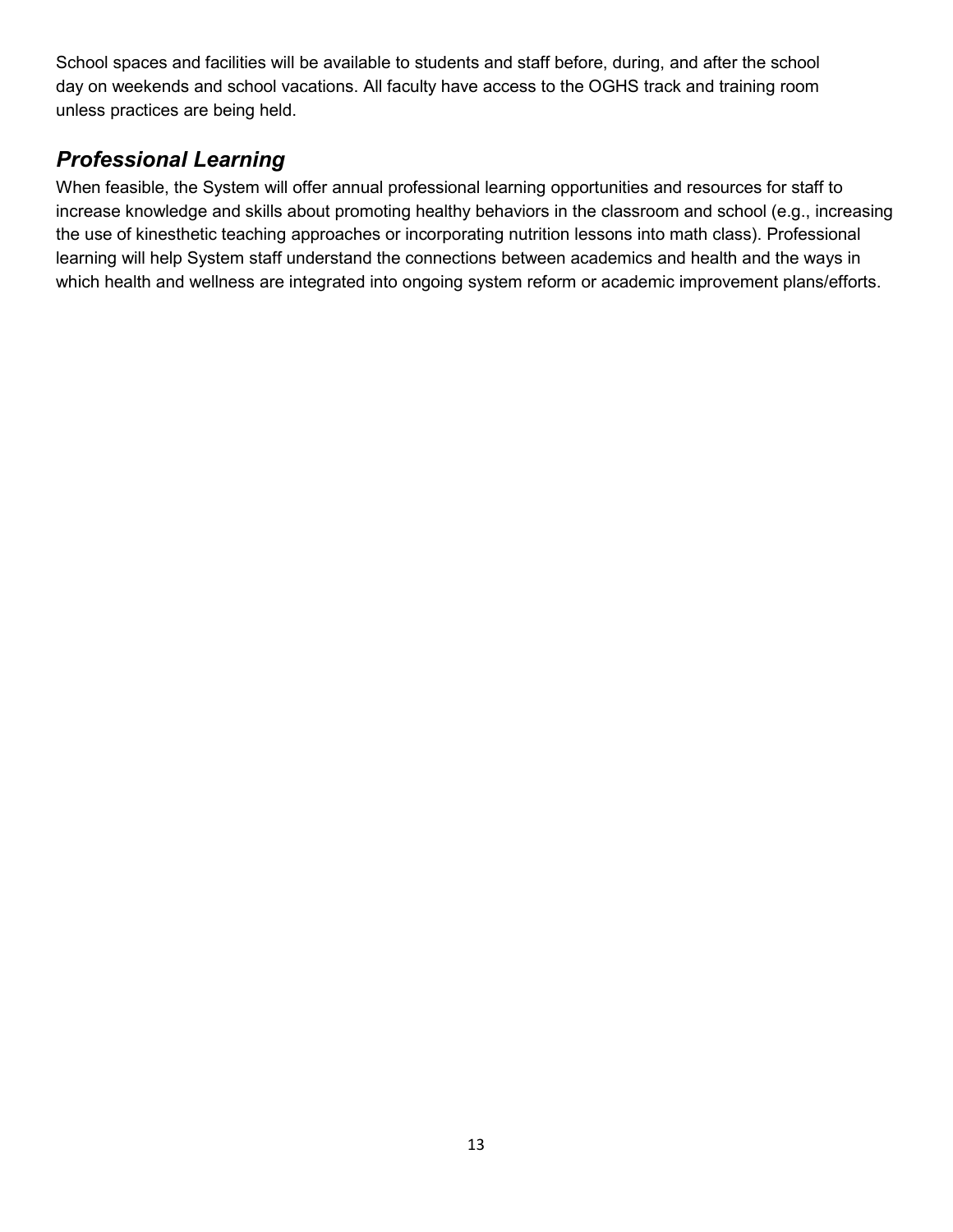School spaces and facilities will be available to students and staff before, during, and after the school day on weekends and school vacations. All faculty have access to the OGHS track and training room unless practices are being held.

## *Professional Learning*

When feasible, the System will offer annual professional learning opportunities and resources for staff to increase knowledge and skills about promoting healthy behaviors in the classroom and school (e.g., increasing the use of kinesthetic teaching approaches or incorporating nutrition lessons into math class). Professional learning will help System staff understand the connections between academics and health and the ways in which health and wellness are integrated into ongoing system reform or academic improvement plans/efforts.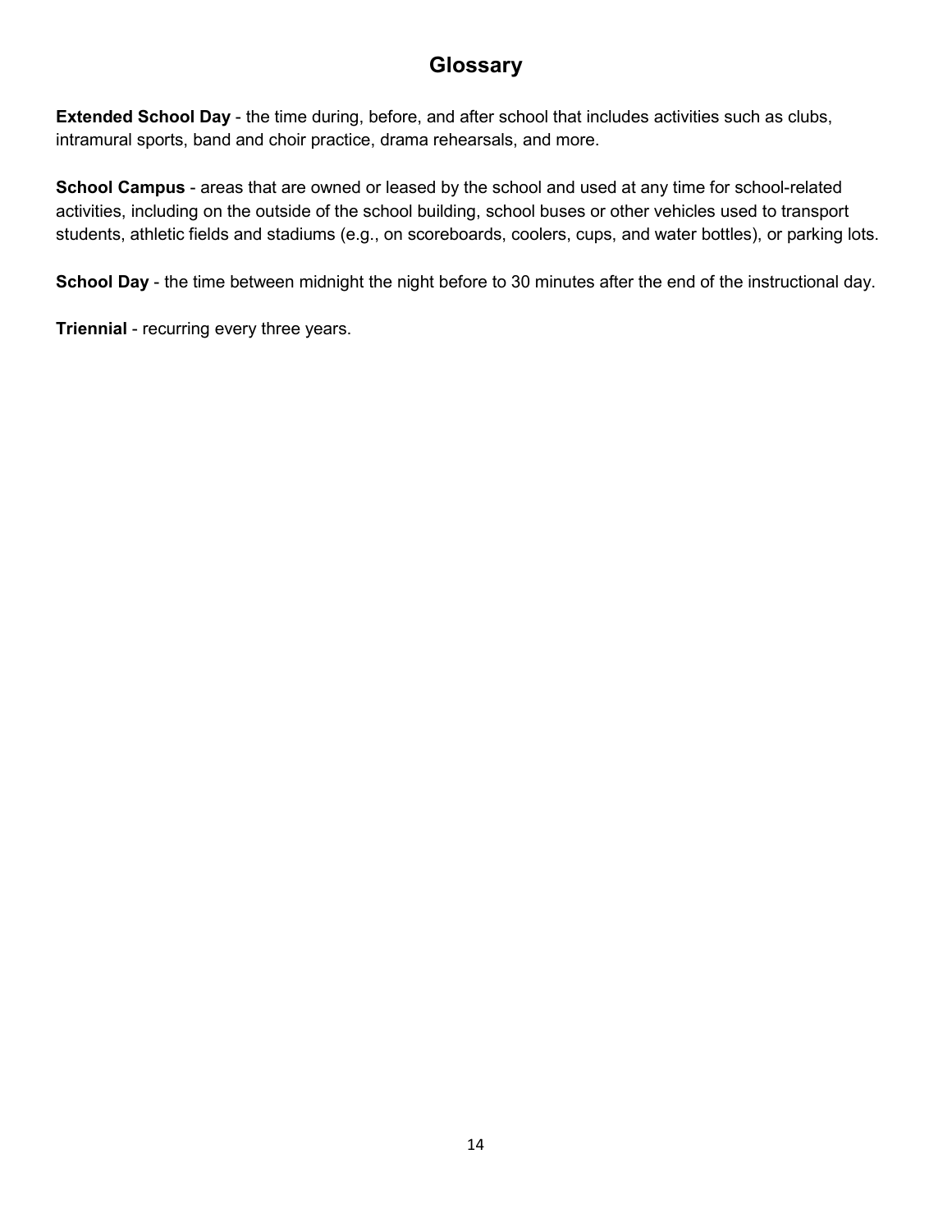# Glossary

**Extended School Day** - the time during, before, and after school that includes activities such as clubs, intramural sports, band and choir practice, drama rehearsals, and more.

**School Campus** - areas that are owned or leased by the school and used at any time for school-related activities, including on the outside of the school building, school buses or other vehicles used to transport students, athletic fields and stadiums (e.g., on scoreboards, coolers, cups, and water bottles), or parking lots.

**School Day** - the time between midnight the night before to 30 minutes after the end of the instructional day.

**Triennial** - recurring every three years.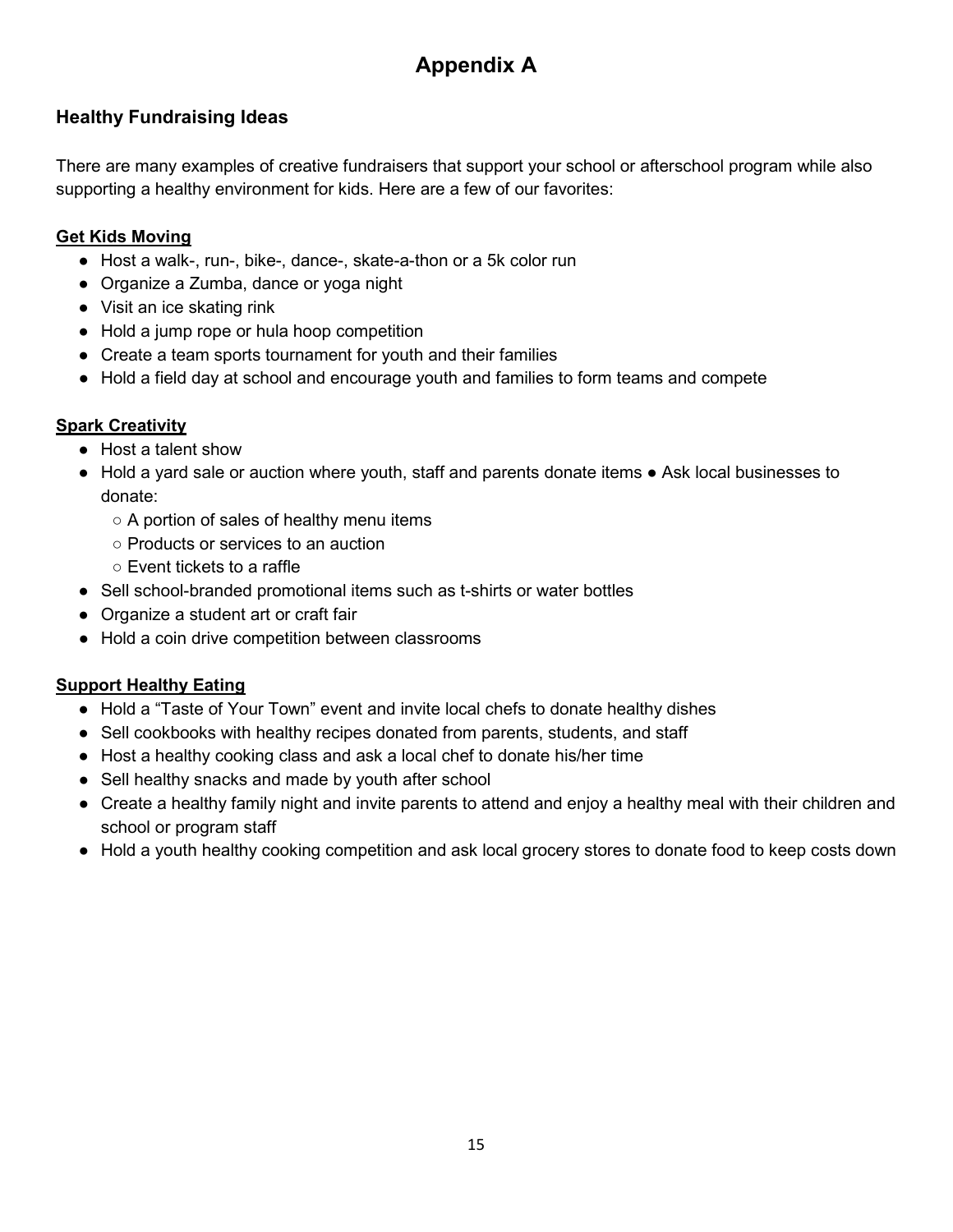# Appendix A

## Healthy Fundraising Ideas

There are many examples of creative fundraisers that support your school or afterschool program while also supporting a healthy environment for kids. Here are a few of our favorites:

**Get Kids Moving**

- Host a walk-, run-, bike-, dance-, skate-a-thon or a 5k color run
- Organize a Zumba, dance or yoga night
- Visit an ice skating rink
- Hold a jump rope or hula hoop competition
- Create a team sports tournament for youth and their families
- Hold a field day at school and encourage youth and families to form teams and compete

**Spark Creativity**

- Host a talent show
- Hold a yard sale or auction where youth, staff and parents donate items ● Ask local businesses to donate:
  - A portion of sales of healthy menu items
  - Products or services to an auction
  - Event tickets to a raffle
- Sell school-branded promotional items such as t-shirts or water bottles
- Organize a student art or craft fair
- Hold a coin drive competition between classrooms

**Support Healthy Eating**

- Hold a "Taste of Your Town" event and invite local chefs to donate healthy dishes
- Sell cookbooks with healthy recipes donated from parents, students, and staff
- Host a healthy cooking class and ask a local chef to donate his/her time
- Sell healthy snacks and made by youth after school
- Create a healthy family night and invite parents to attend and enjoy a healthy meal with their children and school or program staff
- Hold a youth healthy cooking competition and ask local grocery stores to donate food to keep costs down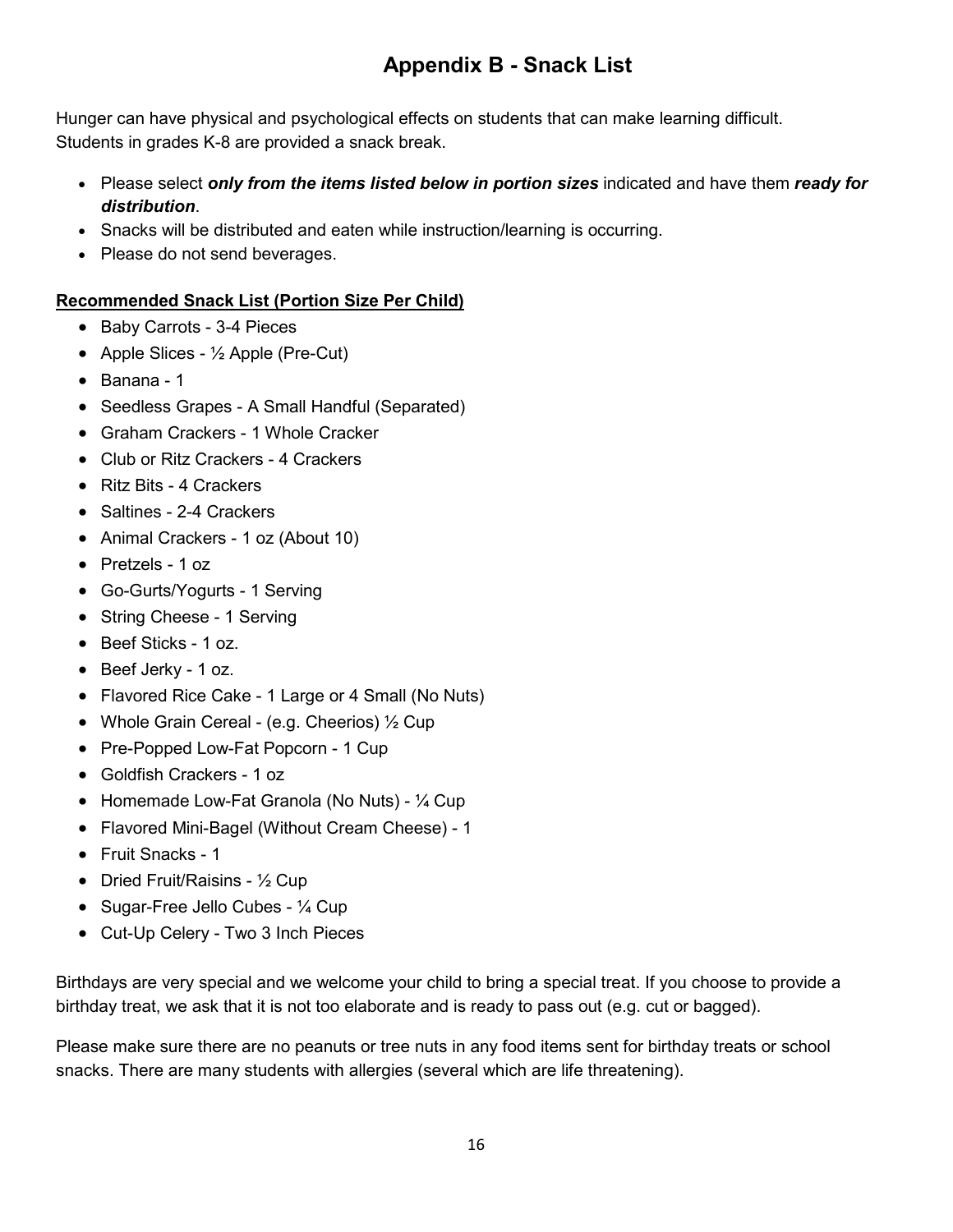# Appendix B - Snack List

Hunger can have physical and psychological effects on students that can make learning difficult. Students in grades K-8 are provided a snack break.

- Please select ***only from the items listed below in portion sizes*** indicated and have them ***ready for distribution***.
- Snacks will be distributed and eaten while instruction/learning is occurring.
- Please do not send beverages.

**Recommended Snack List (Portion Size Per Child)**

- Baby Carrots - 3-4 Pieces
- Apple Slices - ½ Apple (Pre-Cut)
- Banana - 1
- Seedless Grapes - A Small Handful (Separated)
- Graham Crackers - 1 Whole Cracker
- Club or Ritz Crackers - 4 Crackers
- Ritz Bits - 4 Crackers
- Saltines - 2-4 Crackers
- Animal Crackers - 1 oz (About 10)
- Pretzels - 1 oz
- Go-Gurts/Yogurts - 1 Serving
- String Cheese - 1 Serving
- Beef Sticks - 1 oz.
- Beef Jerky - 1 oz.
- Flavored Rice Cake - 1 Large or 4 Small (No Nuts)
- Whole Grain Cereal - (e.g. Cheerios) ½ Cup
- Pre-Popped Low-Fat Popcorn - 1 Cup
- Goldfish Crackers - 1 oz
- Homemade Low-Fat Granola (No Nuts) - ¼ Cup
- Flavored Mini-Bagel (Without Cream Cheese) - 1
- Fruit Snacks - 1
- Dried Fruit/Raisins - ½ Cup
- Sugar-Free Jello Cubes - ¼ Cup
- Cut-Up Celery - Two 3 Inch Pieces

Birthdays are very special and we welcome your child to bring a special treat. If you choose to provide a birthday treat, we ask that it is not too elaborate and is ready to pass out (e.g. cut or bagged).

Please make sure there are no peanuts or tree nuts in any food items sent for birthday treats or school snacks. There are many students with allergies (several which are life threatening).